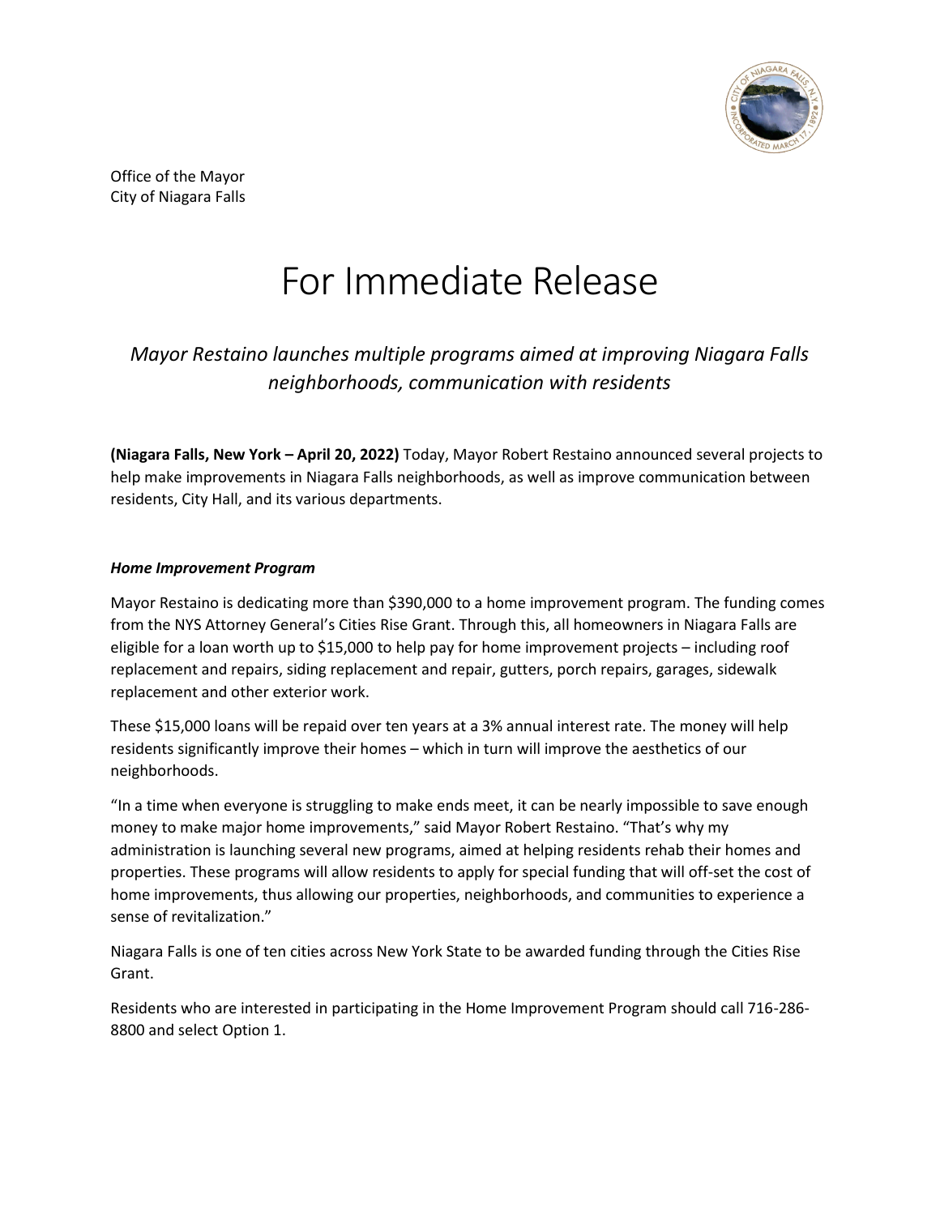Office of the Mayor
City of Niagara Falls

# For Immediate Release

*Mayor Restaino launches multiple programs aimed at improving Niagara Falls neighborhoods, communication with residents*

**(Niagara Falls, New York – April 20, 2022)** Today, Mayor Robert Restaino announced several projects to help make improvements in Niagara Falls neighborhoods, as well as improve communication between residents, City Hall, and its various departments.

### *Home Improvement Program*

Mayor Restaino is dedicating more than $390,000 to a home improvement program. The funding comes from the NYS Attorney General's Cities Rise Grant. Through this, all homeowners in Niagara Falls are eligible for a loan worth up to $15,000 to help pay for home improvement projects – including roof replacement and repairs, siding replacement and repair, gutters, porch repairs, garages, sidewalk replacement and other exterior work.

These $15,000 loans will be repaid over ten years at a 3% annual interest rate. The money will help residents significantly improve their homes – which in turn will improve the aesthetics of our neighborhoods.

"In a time when everyone is struggling to make ends meet, it can be nearly impossible to save enough money to make major home improvements," said Mayor Robert Restaino. "That's why my administration is launching several new programs, aimed at helping residents rehab their homes and properties. These programs will allow residents to apply for special funding that will off-set the cost of home improvements, thus allowing our properties, neighborhoods, and communities to experience a sense of revitalization."

Niagara Falls is one of ten cities across New York State to be awarded funding through the Cities Rise Grant.

Residents who are interested in participating in the Home Improvement Program should call 716-286-8800 and select Option 1.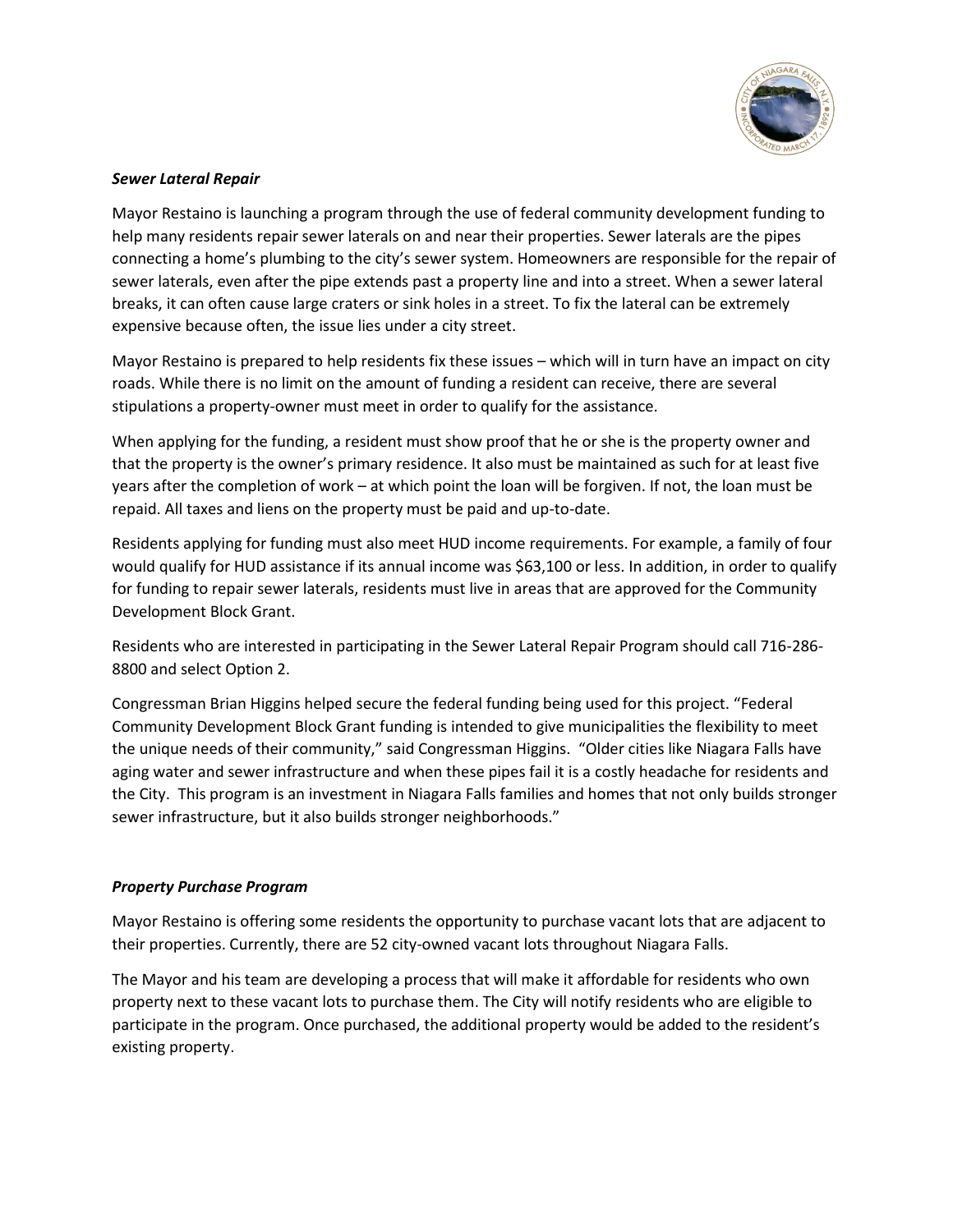***Sewer Lateral Repair***

Mayor Restaino is launching a program through the use of federal community development funding to help many residents repair sewer laterals on and near their properties. Sewer laterals are the pipes connecting a home's plumbing to the city's sewer system. Homeowners are responsible for the repair of sewer laterals, even after the pipe extends past a property line and into a street. When a sewer lateral breaks, it can often cause large craters or sink holes in a street. To fix the lateral can be extremely expensive because often, the issue lies under a city street.

Mayor Restaino is prepared to help residents fix these issues – which will in turn have an impact on city roads. While there is no limit on the amount of funding a resident can receive, there are several stipulations a property-owner must meet in order to qualify for the assistance.

When applying for the funding, a resident must show proof that he or she is the property owner and that the property is the owner's primary residence. It also must be maintained as such for at least five years after the completion of work – at which point the loan will be forgiven. If not, the loan must be repaid. All taxes and liens on the property must be paid and up-to-date.

Residents applying for funding must also meet HUD income requirements. For example, a family of four would qualify for HUD assistance if its annual income was $63,100 or less. In addition, in order to qualify for funding to repair sewer laterals, residents must live in areas that are approved for the Community Development Block Grant.

Residents who are interested in participating in the Sewer Lateral Repair Program should call 716-286-8800 and select Option 2.

Congressman Brian Higgins helped secure the federal funding being used for this project. "Federal Community Development Block Grant funding is intended to give municipalities the flexibility to meet the unique needs of their community," said Congressman Higgins. "Older cities like Niagara Falls have aging water and sewer infrastructure and when these pipes fail it is a costly headache for residents and the City. This program is an investment in Niagara Falls families and homes that not only builds stronger sewer infrastructure, but it also builds stronger neighborhoods."

***Property Purchase Program***

Mayor Restaino is offering some residents the opportunity to purchase vacant lots that are adjacent to their properties. Currently, there are 52 city-owned vacant lots throughout Niagara Falls.

The Mayor and his team are developing a process that will make it affordable for residents who own property next to these vacant lots to purchase them. The City will notify residents who are eligible to participate in the program. Once purchased, the additional property would be added to the resident's existing property.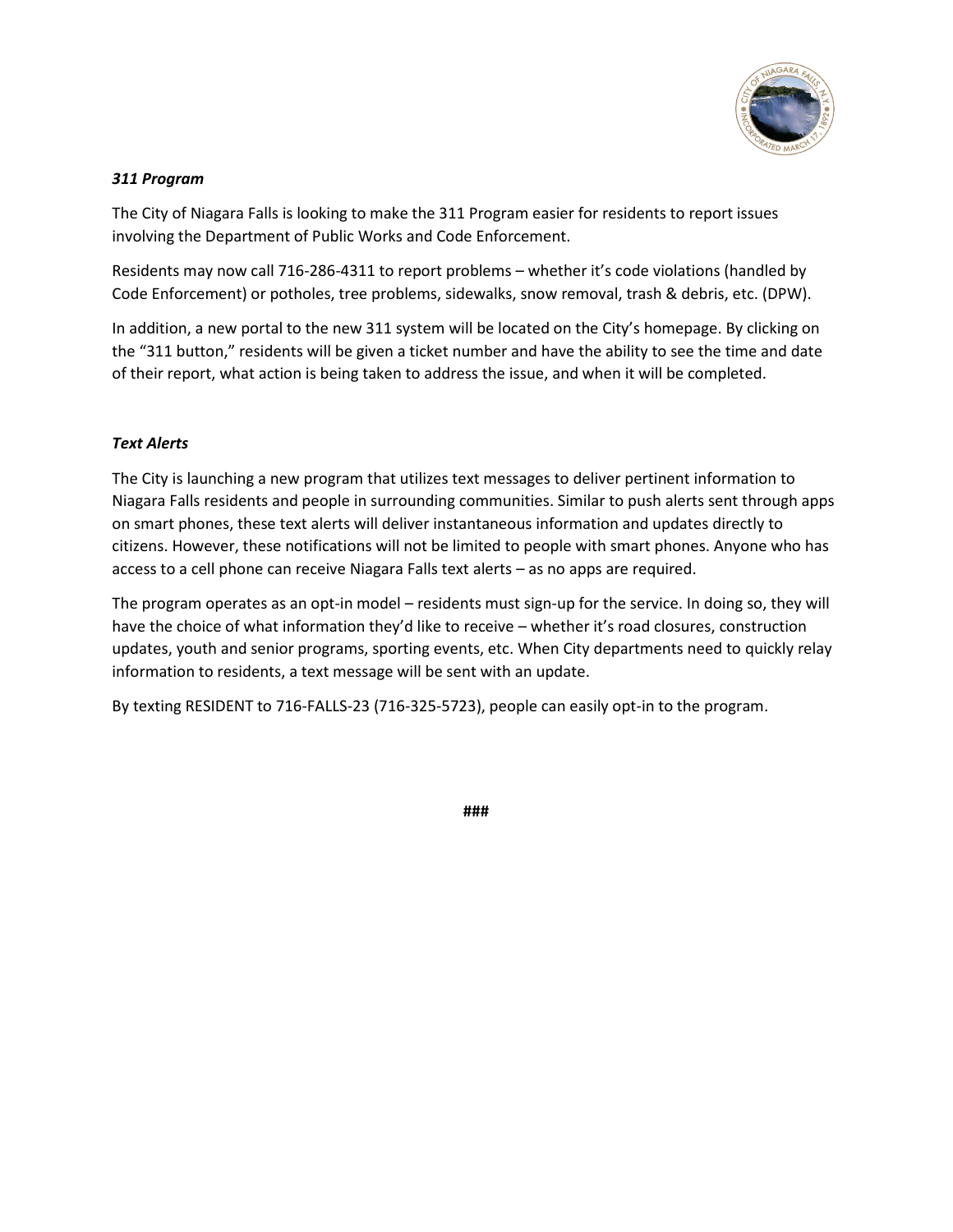***311 Program***

The City of Niagara Falls is looking to make the 311 Program easier for residents to report issues involving the Department of Public Works and Code Enforcement.

Residents may now call 716-286-4311 to report problems – whether it's code violations (handled by Code Enforcement) or potholes, tree problems, sidewalks, snow removal, trash & debris, etc. (DPW).

In addition, a new portal to the new 311 system will be located on the City's homepage. By clicking on the "311 button," residents will be given a ticket number and have the ability to see the time and date of their report, what action is being taken to address the issue, and when it will be completed.

***Text Alerts***

The City is launching a new program that utilizes text messages to deliver pertinent information to Niagara Falls residents and people in surrounding communities. Similar to push alerts sent through apps on smart phones, these text alerts will deliver instantaneous information and updates directly to citizens. However, these notifications will not be limited to people with smart phones. Anyone who has access to a cell phone can receive Niagara Falls text alerts – as no apps are required.

The program operates as an opt-in model – residents must sign-up for the service. In doing so, they will have the choice of what information they'd like to receive – whether it's road closures, construction updates, youth and senior programs, sporting events, etc. When City departments need to quickly relay information to residents, a text message will be sent with an update.

By texting RESIDENT to 716-FALLS-23 (716-325-5723), people can easily opt-in to the program.

**###**